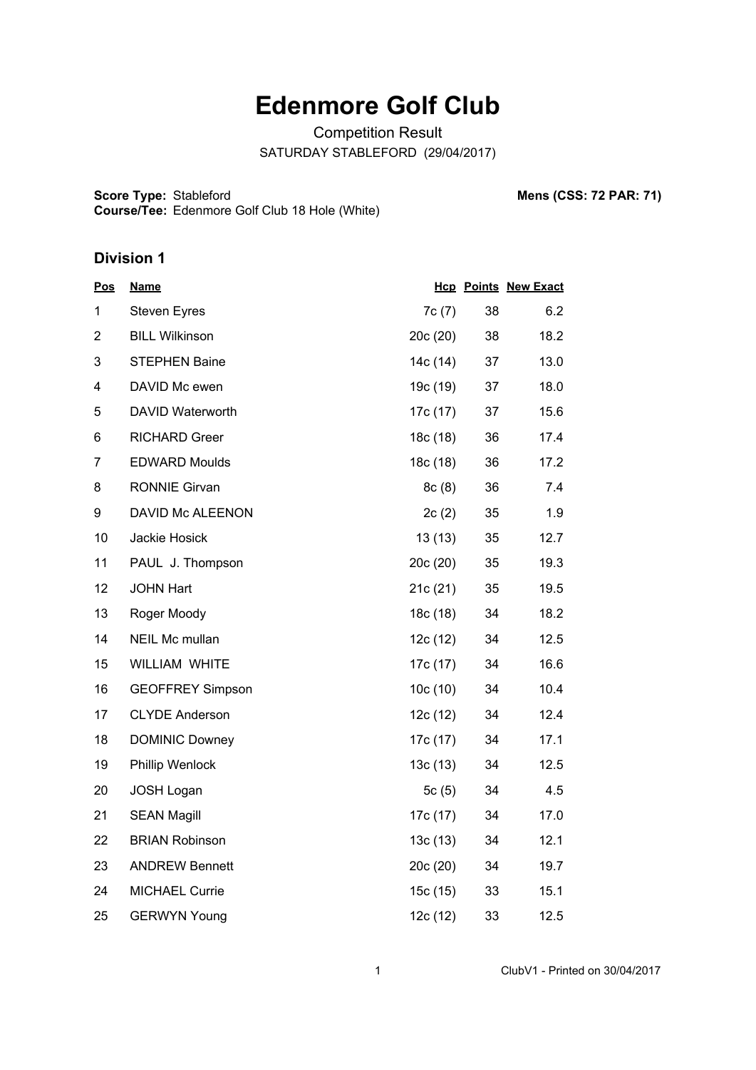# Edenmore Golf Club

Competition Result

SATURDAY STABLEFORD (29/04/2017)

**Score Type:** Stableford
**Course/Tee:** Edenmore Golf Club 18 Hole (White)

**Mens (CSS: 72 PAR: 71)**

## Division 1

| Pos | Name | Hcp | Points | New Exact |
|---|---|---|---|---|
| 1 | Steven Eyres | 7c (7) | 38 | 6.2 |
| 2 | BILL Wilkinson | 20c (20) | 38 | 18.2 |
| 3 | STEPHEN Baine | 14c (14) | 37 | 13.0 |
| 4 | DAVID Mc ewen | 19c (19) | 37 | 18.0 |
| 5 | DAVID Waterworth | 17c (17) | 37 | 15.6 |
| 6 | RICHARD Greer | 18c (18) | 36 | 17.4 |
| 7 | EDWARD Moulds | 18c (18) | 36 | 17.2 |
| 8 | RONNIE Girvan | 8c (8) | 36 | 7.4 |
| 9 | DAVID Mc ALEENON | 2c (2) | 35 | 1.9 |
| 10 | Jackie Hosick | 13 (13) | 35 | 12.7 |
| 11 | PAUL J. Thompson | 20c (20) | 35 | 19.3 |
| 12 | JOHN Hart | 21c (21) | 35 | 19.5 |
| 13 | Roger Moody | 18c (18) | 34 | 18.2 |
| 14 | NEIL Mc mullan | 12c (12) | 34 | 12.5 |
| 15 | WILLIAM WHITE | 17c (17) | 34 | 16.6 |
| 16 | GEOFFREY Simpson | 10c (10) | 34 | 10.4 |
| 17 | CLYDE Anderson | 12c (12) | 34 | 12.4 |
| 18 | DOMINIC Downey | 17c (17) | 34 | 17.1 |
| 19 | Phillip Wenlock | 13c (13) | 34 | 12.5 |
| 20 | JOSH Logan | 5c (5) | 34 | 4.5 |
| 21 | SEAN Magill | 17c (17) | 34 | 17.0 |
| 22 | BRIAN Robinson | 13c (13) | 34 | 12.1 |
| 23 | ANDREW Bennett | 20c (20) | 34 | 19.7 |
| 24 | MICHAEL Currie | 15c (15) | 33 | 15.1 |
| 25 | GERWYN Young | 12c (12) | 33 | 12.5 |

ClubV1 - Printed on 30/04/2017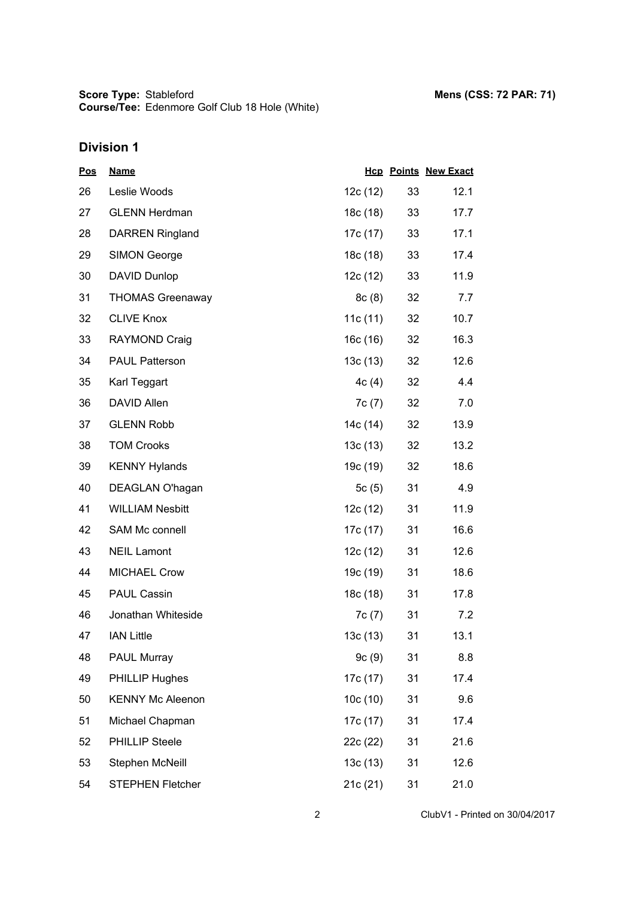**Score Type:** Stableford
**Course/Tee:** Edenmore Golf Club 18 Hole (White)

**Mens (CSS: 72 PAR: 71)**

## Division 1

| Pos | Name | Hcp | Points | New Exact |
|---|---|---|---|---|
| 26 | Leslie Woods | 12c (12) | 33 | 12.1 |
| 27 | GLENN Herdman | 18c (18) | 33 | 17.7 |
| 28 | DARREN Ringland | 17c (17) | 33 | 17.1 |
| 29 | SIMON George | 18c (18) | 33 | 17.4 |
| 30 | DAVID Dunlop | 12c (12) | 33 | 11.9 |
| 31 | THOMAS Greenaway | 8c (8) | 32 | 7.7 |
| 32 | CLIVE Knox | 11c (11) | 32 | 10.7 |
| 33 | RAYMOND Craig | 16c (16) | 32 | 16.3 |
| 34 | PAUL Patterson | 13c (13) | 32 | 12.6 |
| 35 | Karl Teggart | 4c (4) | 32 | 4.4 |
| 36 | DAVID Allen | 7c (7) | 32 | 7.0 |
| 37 | GLENN Robb | 14c (14) | 32 | 13.9 |
| 38 | TOM Crooks | 13c (13) | 32 | 13.2 |
| 39 | KENNY Hylands | 19c (19) | 32 | 18.6 |
| 40 | DEAGLAN O'hagan | 5c (5) | 31 | 4.9 |
| 41 | WILLIAM Nesbitt | 12c (12) | 31 | 11.9 |
| 42 | SAM Mc connell | 17c (17) | 31 | 16.6 |
| 43 | NEIL Lamont | 12c (12) | 31 | 12.6 |
| 44 | MICHAEL Crow | 19c (19) | 31 | 18.6 |
| 45 | PAUL Cassin | 18c (18) | 31 | 17.8 |
| 46 | Jonathan Whiteside | 7c (7) | 31 | 7.2 |
| 47 | IAN Little | 13c (13) | 31 | 13.1 |
| 48 | PAUL Murray | 9c (9) | 31 | 8.8 |
| 49 | PHILLIP Hughes | 17c (17) | 31 | 17.4 |
| 50 | KENNY Mc Aleenon | 10c (10) | 31 | 9.6 |
| 51 | Michael Chapman | 17c (17) | 31 | 17.4 |
| 52 | PHILLIP Steele | 22c (22) | 31 | 21.6 |
| 53 | Stephen McNeill | 13c (13) | 31 | 12.6 |
| 54 | STEPHEN Fletcher | 21c (21) | 31 | 21.0 |

ClubV1 - Printed on 30/04/2017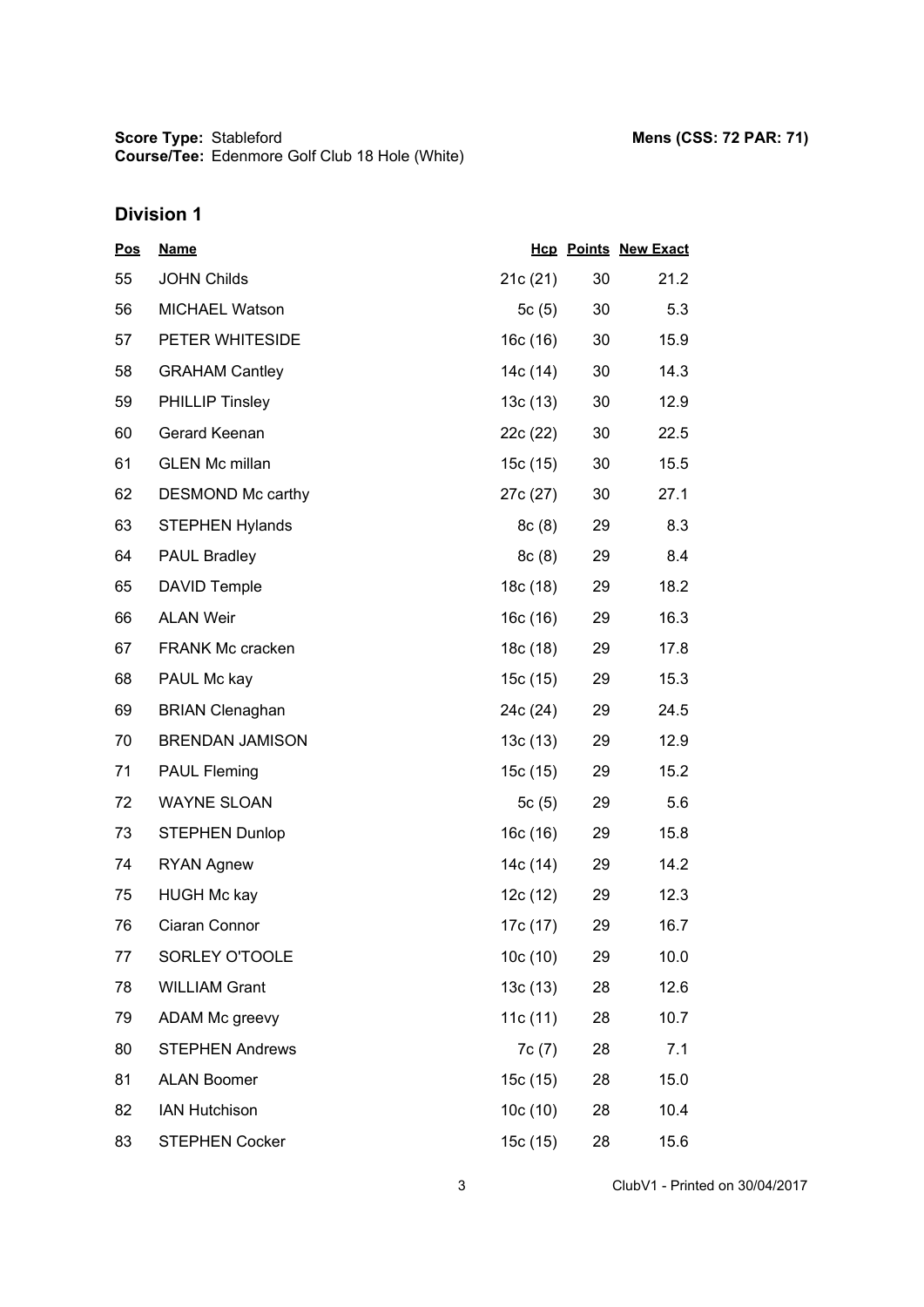**Score Type:** Stableford
**Course/Tee:** Edenmore Golf Club 18 Hole (White)

**Mens (CSS: 72 PAR: 71)**

## Division 1

| Pos | Name | Hcp | Points | New Exact |
|---|---|---|---|---|
| 55 | JOHN Childs | 21c (21) | 30 | 21.2 |
| 56 | MICHAEL Watson | 5c (5) | 30 | 5.3 |
| 57 | PETER WHITESIDE | 16c (16) | 30 | 15.9 |
| 58 | GRAHAM Cantley | 14c (14) | 30 | 14.3 |
| 59 | PHILLIP Tinsley | 13c (13) | 30 | 12.9 |
| 60 | Gerard Keenan | 22c (22) | 30 | 22.5 |
| 61 | GLEN Mc millan | 15c (15) | 30 | 15.5 |
| 62 | DESMOND Mc carthy | 27c (27) | 30 | 27.1 |
| 63 | STEPHEN Hylands | 8c (8) | 29 | 8.3 |
| 64 | PAUL Bradley | 8c (8) | 29 | 8.4 |
| 65 | DAVID Temple | 18c (18) | 29 | 18.2 |
| 66 | ALAN Weir | 16c (16) | 29 | 16.3 |
| 67 | FRANK Mc cracken | 18c (18) | 29 | 17.8 |
| 68 | PAUL Mc kay | 15c (15) | 29 | 15.3 |
| 69 | BRIAN Clenaghan | 24c (24) | 29 | 24.5 |
| 70 | BRENDAN JAMISON | 13c (13) | 29 | 12.9 |
| 71 | PAUL Fleming | 15c (15) | 29 | 15.2 |
| 72 | WAYNE SLOAN | 5c (5) | 29 | 5.6 |
| 73 | STEPHEN Dunlop | 16c (16) | 29 | 15.8 |
| 74 | RYAN Agnew | 14c (14) | 29 | 14.2 |
| 75 | HUGH Mc kay | 12c (12) | 29 | 12.3 |
| 76 | Ciaran Connor | 17c (17) | 29 | 16.7 |
| 77 | SORLEY O'TOOLE | 10c (10) | 29 | 10.0 |
| 78 | WILLIAM Grant | 13c (13) | 28 | 12.6 |
| 79 | ADAM Mc greevy | 11c (11) | 28 | 10.7 |
| 80 | STEPHEN Andrews | 7c (7) | 28 | 7.1 |
| 81 | ALAN Boomer | 15c (15) | 28 | 15.0 |
| 82 | IAN Hutchison | 10c (10) | 28 | 10.4 |
| 83 | STEPHEN Cocker | 15c (15) | 28 | 15.6 |

ClubV1 - Printed on 30/04/2017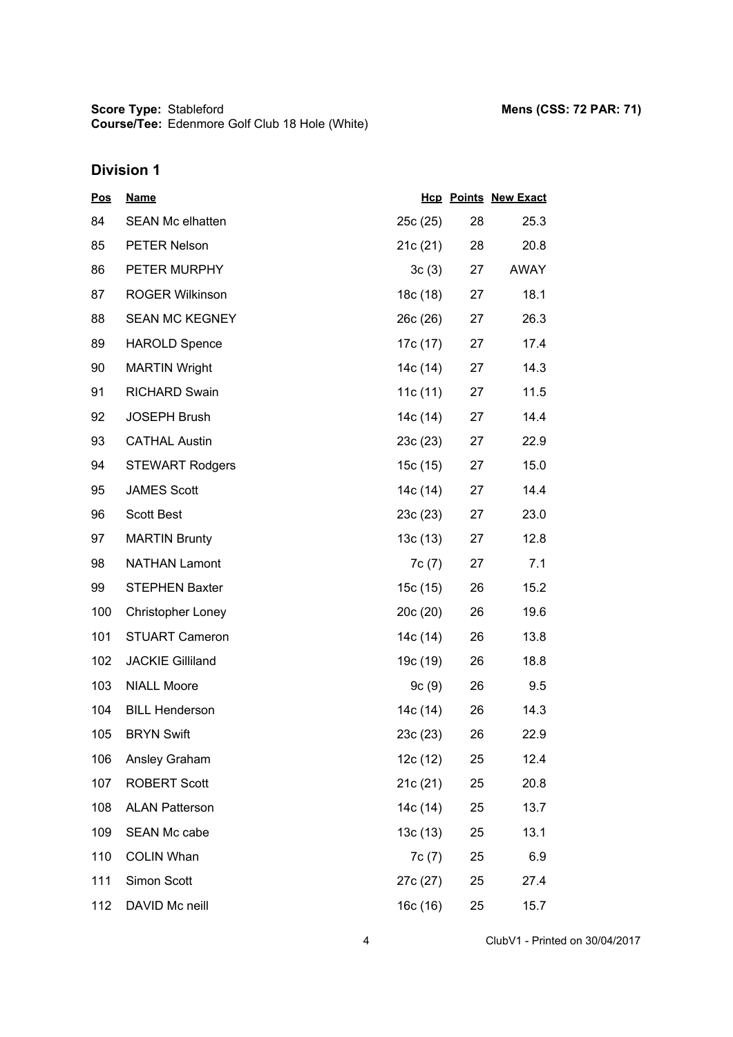**Score Type:** Stableford
**Course/Tee:** Edenmore Golf Club 18 Hole (White)

**Mens (CSS: 72 PAR: 71)**

## Division 1

| Pos | Name | Hcp | Points | New Exact |
|---|---|---|---|---|
| 84 | SEAN Mc elhatten | 25c (25) | 28 | 25.3 |
| 85 | PETER Nelson | 21c (21) | 28 | 20.8 |
| 86 | PETER MURPHY | 3c (3) | 27 | AWAY |
| 87 | ROGER Wilkinson | 18c (18) | 27 | 18.1 |
| 88 | SEAN MC KEGNEY | 26c (26) | 27 | 26.3 |
| 89 | HAROLD Spence | 17c (17) | 27 | 17.4 |
| 90 | MARTIN Wright | 14c (14) | 27 | 14.3 |
| 91 | RICHARD Swain | 11c (11) | 27 | 11.5 |
| 92 | JOSEPH Brush | 14c (14) | 27 | 14.4 |
| 93 | CATHAL Austin | 23c (23) | 27 | 22.9 |
| 94 | STEWART Rodgers | 15c (15) | 27 | 15.0 |
| 95 | JAMES Scott | 14c (14) | 27 | 14.4 |
| 96 | Scott Best | 23c (23) | 27 | 23.0 |
| 97 | MARTIN Brunty | 13c (13) | 27 | 12.8 |
| 98 | NATHAN Lamont | 7c (7) | 27 | 7.1 |
| 99 | STEPHEN Baxter | 15c (15) | 26 | 15.2 |
| 100 | Christopher Loney | 20c (20) | 26 | 19.6 |
| 101 | STUART Cameron | 14c (14) | 26 | 13.8 |
| 102 | JACKIE Gilliland | 19c (19) | 26 | 18.8 |
| 103 | NIALL Moore | 9c (9) | 26 | 9.5 |
| 104 | BILL Henderson | 14c (14) | 26 | 14.3 |
| 105 | BRYN Swift | 23c (23) | 26 | 22.9 |
| 106 | Ansley Graham | 12c (12) | 25 | 12.4 |
| 107 | ROBERT Scott | 21c (21) | 25 | 20.8 |
| 108 | ALAN Patterson | 14c (14) | 25 | 13.7 |
| 109 | SEAN Mc cabe | 13c (13) | 25 | 13.1 |
| 110 | COLIN Whan | 7c (7) | 25 | 6.9 |
| 111 | Simon Scott | 27c (27) | 25 | 27.4 |
| 112 | DAVID Mc neill | 16c (16) | 25 | 15.7 |

ClubV1 - Printed on 30/04/2017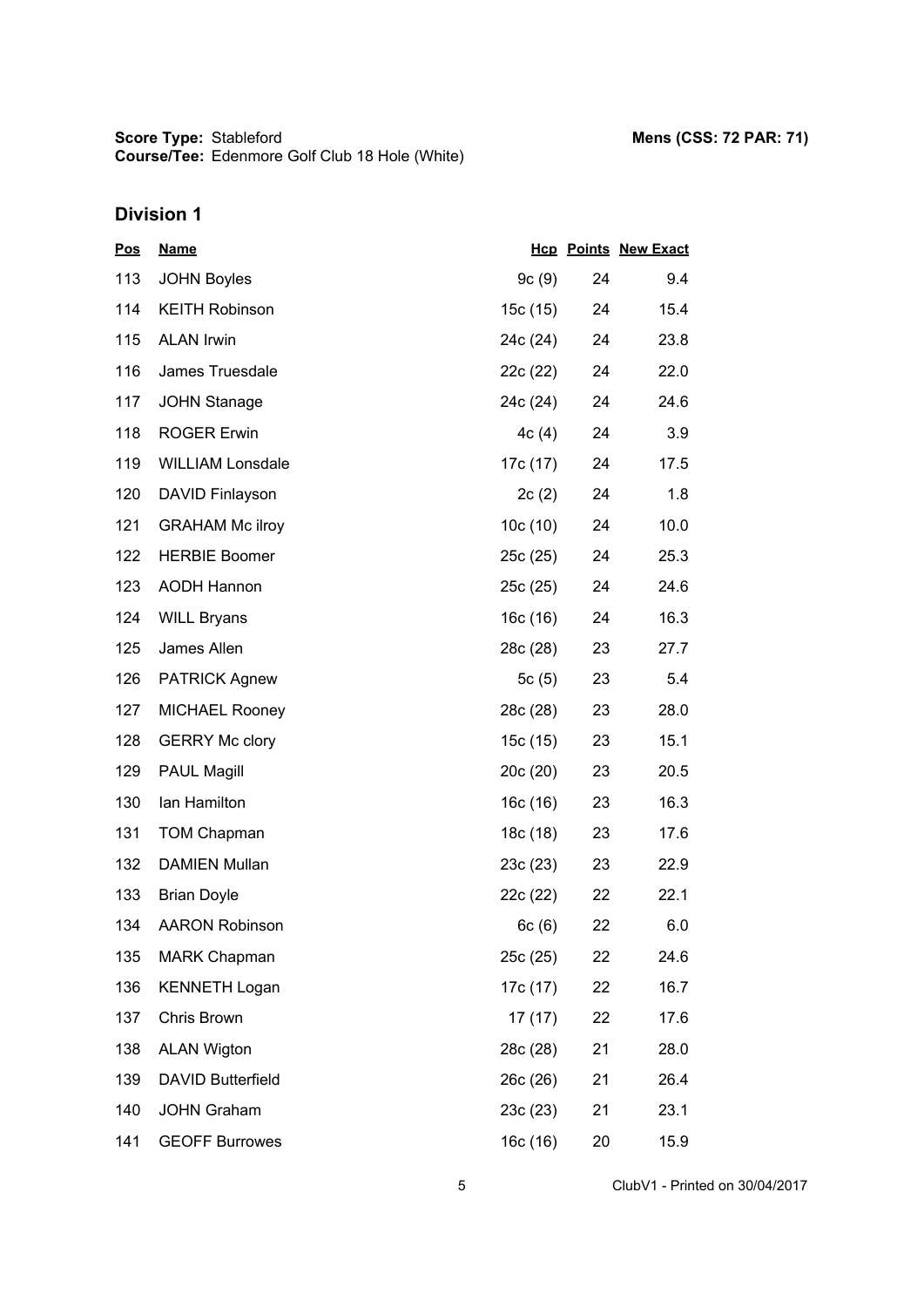**Score Type:** Stableford **Mens (CSS: 72 PAR: 71)**
**Course/Tee:** Edenmore Golf Club 18 Hole (White)

## Division 1

| Pos | Name | Hcp | Points | New Exact |
|---|---|---|---|---|
| 113 | JOHN Boyles | 9c (9) | 24 | 9.4 |
| 114 | KEITH Robinson | 15c (15) | 24 | 15.4 |
| 115 | ALAN Irwin | 24c (24) | 24 | 23.8 |
| 116 | James Truesdale | 22c (22) | 24 | 22.0 |
| 117 | JOHN Stanage | 24c (24) | 24 | 24.6 |
| 118 | ROGER Erwin | 4c (4) | 24 | 3.9 |
| 119 | WILLIAM Lonsdale | 17c (17) | 24 | 17.5 |
| 120 | DAVID Finlayson | 2c (2) | 24 | 1.8 |
| 121 | GRAHAM Mc ilroy | 10c (10) | 24 | 10.0 |
| 122 | HERBIE Boomer | 25c (25) | 24 | 25.3 |
| 123 | AODH Hannon | 25c (25) | 24 | 24.6 |
| 124 | WILL Bryans | 16c (16) | 24 | 16.3 |
| 125 | James Allen | 28c (28) | 23 | 27.7 |
| 126 | PATRICK Agnew | 5c (5) | 23 | 5.4 |
| 127 | MICHAEL Rooney | 28c (28) | 23 | 28.0 |
| 128 | GERRY Mc clory | 15c (15) | 23 | 15.1 |
| 129 | PAUL Magill | 20c (20) | 23 | 20.5 |
| 130 | Ian Hamilton | 16c (16) | 23 | 16.3 |
| 131 | TOM Chapman | 18c (18) | 23 | 17.6 |
| 132 | DAMIEN Mullan | 23c (23) | 23 | 22.9 |
| 133 | Brian Doyle | 22c (22) | 22 | 22.1 |
| 134 | AARON Robinson | 6c (6) | 22 | 6.0 |
| 135 | MARK Chapman | 25c (25) | 22 | 24.6 |
| 136 | KENNETH Logan | 17c (17) | 22 | 16.7 |
| 137 | Chris Brown | 17 (17) | 22 | 17.6 |
| 138 | ALAN Wigton | 28c (28) | 21 | 28.0 |
| 139 | DAVID Butterfield | 26c (26) | 21 | 26.4 |
| 140 | JOHN Graham | 23c (23) | 21 | 23.1 |
| 141 | GEOFF Burrowes | 16c (16) | 20 | 15.9 |

ClubV1 - Printed on 30/04/2017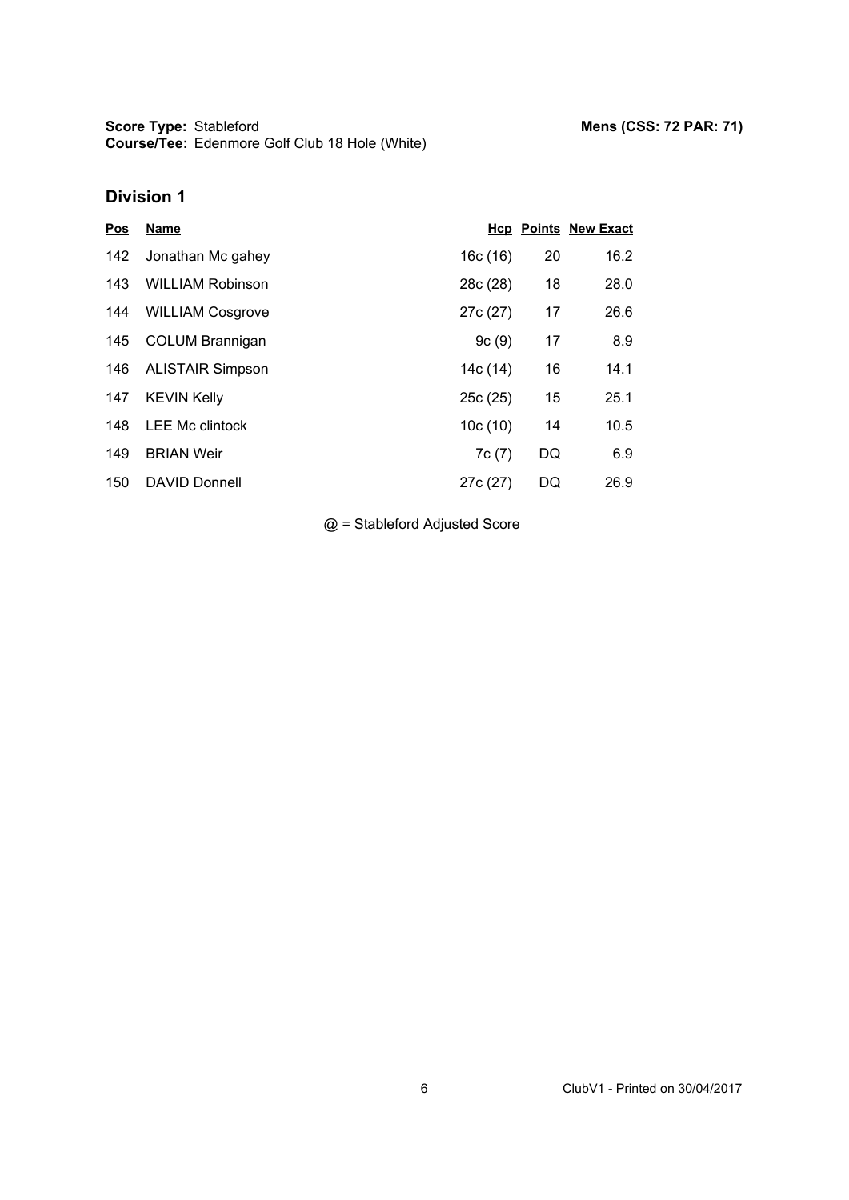**Score Type:** Stableford
**Course/Tee:** Edenmore Golf Club 18 Hole (White)

**Mens (CSS: 72 PAR: 71)**

## Division 1

| Pos | Name | Hcp | Points | New Exact |
|---|---|---|---|---|
| 142 | Jonathan Mc gahey | 16c (16) | 20 | 16.2 |
| 143 | WILLIAM Robinson | 28c (28) | 18 | 28.0 |
| 144 | WILLIAM Cosgrove | 27c (27) | 17 | 26.6 |
| 145 | COLUM Brannigan | 9c (9) | 17 | 8.9 |
| 146 | ALISTAIR Simpson | 14c (14) | 16 | 14.1 |
| 147 | KEVIN Kelly | 25c (25) | 15 | 25.1 |
| 148 | LEE Mc clintock | 10c (10) | 14 | 10.5 |
| 149 | BRIAN Weir | 7c (7) | DQ | 6.9 |
| 150 | DAVID Donnell | 27c (27) | DQ | 26.9 |

@ = Stableford Adjusted Score

ClubV1 - Printed on 30/04/2017